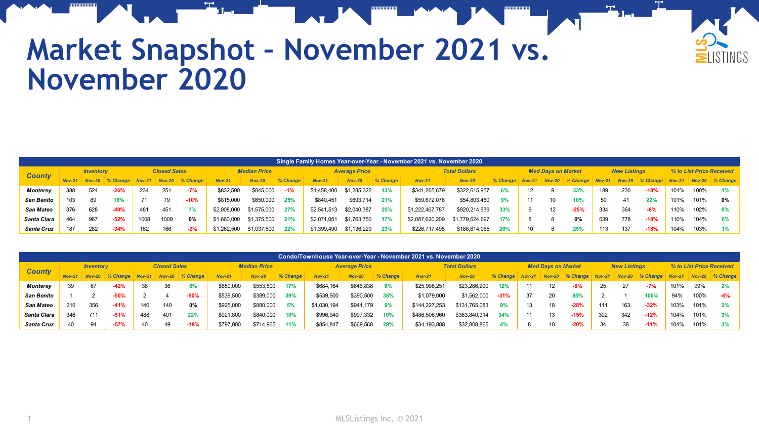# Market Snapshot – November 2021 vs. November 2020

| County | Inventory | | | Closed Sales | | | Median Price | | | Average Price | | | Total Dollars | | | Med Days on Market | | | New Listings | | | % to List Price Received | | |
|---|---|---|---|---|---|---|---|---|---|---|---|---|---|---|---|---|---|---|---|---|---|---|---|---|
| **Single Family Homes Year-over-Year - November 2021 vs. November 2020** | | | | | | | | | | | | | | | | | | | | | | | | |
| | Nov-21 | Nov-20 | % Change | Nov-21 | Nov-20 | % Change | Nov-21 | Nov-20 | % Change | Nov-21 | Nov-20 | % Change | Nov-21 | Nov-20 | % Change | Nov-21 | Nov-20 | % Change | Nov-21 | Nov-20 | % Change | Nov-21 | Nov-20 | % Change |
| Monterey | 388 | 524 | -26% | 234 | 251 | -7% | $832,500 | $845,000 | -1% | $1,458,400 | $1,285,322 | 13% | $341,265,679 | $322,615,957 | 6% | 12 | 9 | 33% | 189 | 230 | -18% | 101% | 100% | 1% |
| San Benito | 103 | 89 | 16% | 71 | 79 | -10% | $815,000 | $650,000 | 25% | $840,451 | $693,714 | 21% | $59,672,078 | $54,803,480 | 9% | 11 | 10 | 10% | 50 | 41 | 22% | 101% | 101% | 0% |
| San Mateo | 376 | 628 | -40% | 481 | 451 | 7% | $2,008,000 | $1,575,000 | 27% | $2,541,513 | $2,040,387 | 25% | $1,222,467,787 | $920,214,939 | 33% | 9 | 12 | -25% | 334 | 364 | -8% | 110% | 102% | 8% |
| Santa Clara | 464 | 967 | -52% | 1008 | 1009 | 0% | $1,660,000 | $1,375,500 | 21% | $2,071,051 | $1,763,750 | 17% | $2,087,620,209 | $1,779,624,697 | 17% | 8 | 8 | 0% | 639 | 778 | -18% | 110% | 104% | 6% |
| Santa Cruz | 187 | 282 | -34% | 162 | 166 | -2% | $1,262,500 | $1,037,500 | 22% | $1,399,490 | $1,136,229 | 23% | $226,717,495 | $188,614,065 | 20% | 10 | 8 | 25% | 113 | 137 | -18% | 104% | 103% | 1% |

| County | Inventory | | | Closed Sales | | | Median Price | | | Average Price | | | Total Dollars | | | Med Days on Market | | | New Listings | | | % to List Price Received | | |
|---|---|---|---|---|---|---|---|---|---|---|---|---|---|---|---|---|---|---|---|---|---|---|---|---|
| **Condo/Townhouse Year-over-Year - November 2021 vs. November 2020** | | | | | | | | | | | | | | | | | | | | | | | | |
| | Nov-21 | Nov-20 | % Change | Nov-21 | Nov-20 | % Change | Nov-21 | Nov-20 | % Change | Nov-21 | Nov-20 | % Change | Nov-21 | Nov-20 | % Change | Nov-21 | Nov-20 | % Change | Nov-21 | Nov-20 | % Change | Nov-21 | Nov-20 | % Change |
| Monterey | 39 | 67 | -42% | 38 | 36 | 6% | $650,000 | $553,500 | 17% | $684,164 | $646,838 | 6% | $25,998,251 | $23,286,200 | 12% | 11 | 12 | -8% | 25 | 27 | -7% | 101% | 99% | 2% |
| San Benito | 1 | 2 | -50% | 2 | 4 | -50% | $539,500 | $389,000 | 39% | $539,500 | $390,500 | 38% | $1,079,000 | $1,562,000 | -31% | 37 | 20 | 85% | 2 | 1 | 100% | 94% | 100% | -6% |
| San Mateo | 210 | 356 | -41% | 140 | 140 | 0% | $925,000 | $880,000 | 5% | $1,030,194 | $941,179 | 9% | $144,227,253 | $131,765,083 | 9% | 13 | 18 | -28% | 111 | 163 | -32% | 103% | 101% | 2% |
| Santa Clara | 346 | 711 | -51% | 488 | 401 | 22% | $921,800 | $840,000 | 10% | $996,940 | $907,332 | 10% | $486,506,960 | $363,840,314 | 34% | 11 | 13 | -15% | 302 | 342 | -12% | 104% | 101% | 3% |
| Santa Cruz | 40 | 94 | -57% | 40 | 49 | -18% | $797,000 | $714,965 | 11% | $854,847 | $669,568 | 28% | $34,193,888 | $32,808,865 | 4% | 8 | 10 | -20% | 34 | 38 | -11% | 104% | 101% | 3% |

MLSListings Inc. © 2021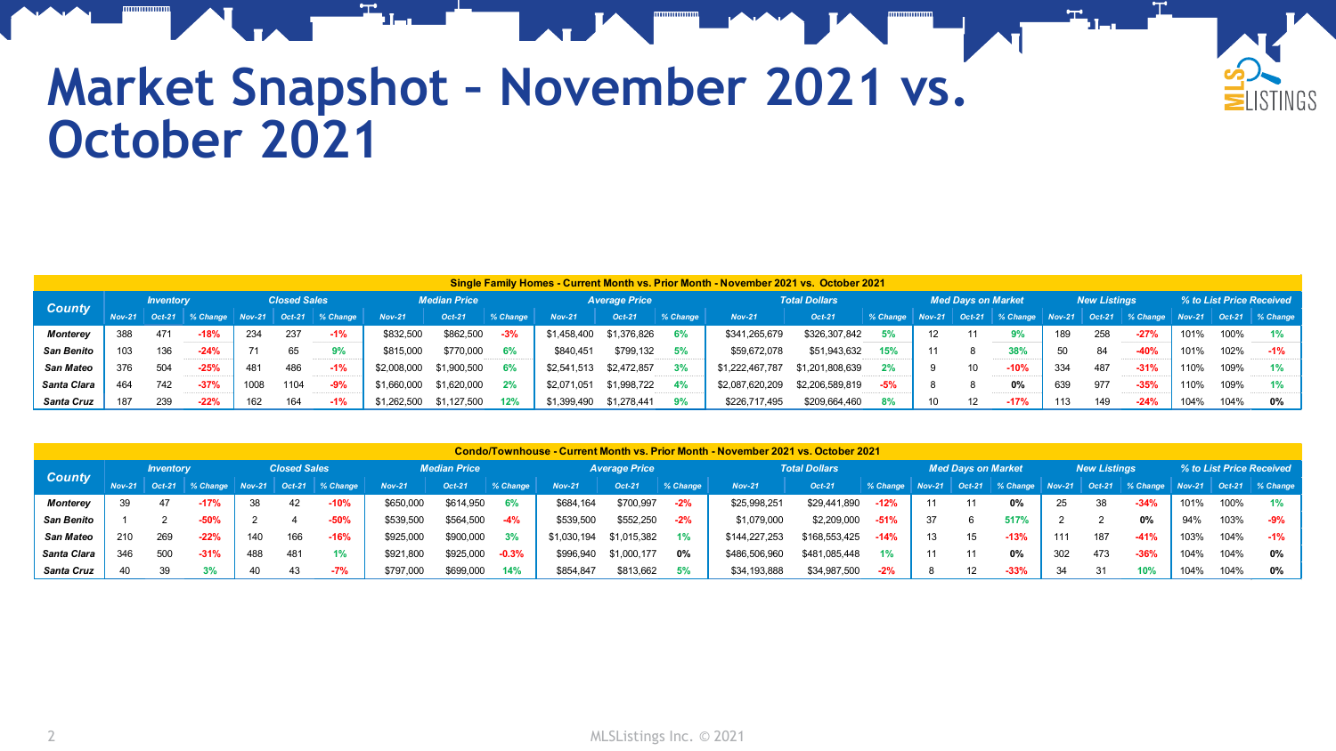# Market Snapshot – November 2021 vs. October 2021

**Single Family Homes - Current Month vs. Prior Month - November 2021 vs. October 2021**

| County | Inventory | | | Closed Sales | | | Median Price | | | Average Price | | | Total Dollars | | | Med Days on Market | | | New Listings | | | % to List Price Received | | |
|---|---|---|---|---|---|---|---|---|---|---|---|---|---|---|---|---|---|---|---|---|---|---|---|---|
| | Nov-21 | Oct-21 | % Change | Nov-21 | Oct-21 | % Change | Nov-21 | Oct-21 | % Change | Nov-21 | Oct-21 | % Change | Nov-21 | Oct-21 | % Change | Nov-21 | Oct-21 | % Change | Nov-21 | Oct-21 | % Change | Nov-21 | Oct-21 | % Change |
| Monterey | 388 | 471 | -18% | 234 | 237 | -1% | $832,500 | $862,500 | -3% | $1,458,400 | $1,376,826 | 6% | $341,265,679 | $326,307,842 | 5% | 12 | 11 | 9% | 189 | 258 | -27% | 101% | 100% | 1% |
| San Benito | 103 | 136 | -24% | 71 | 65 | 9% | $815,000 | $770,000 | 6% | $840,451 | $799,132 | 5% | $59,672,078 | $51,943,632 | 15% | 11 | 8 | 38% | 50 | 84 | -40% | 101% | 102% | -1% |
| San Mateo | 376 | 504 | -25% | 481 | 486 | -1% | $2,008,000 | $1,900,500 | 6% | $2,541,513 | $2,472,857 | 3% | $1,222,467,787 | $1,201,808,639 | 2% | 9 | 10 | -10% | 334 | 487 | -31% | 110% | 109% | 1% |
| Santa Clara | 464 | 742 | -37% | 1008 | 1104 | -9% | $1,660,000 | $1,620,000 | 2% | $2,071,051 | $1,998,722 | 4% | $2,087,620,209 | $2,206,589,819 | -5% | 8 | 8 | 0% | 639 | 977 | -35% | 110% | 109% | 1% |
| Santa Cruz | 187 | 239 | -22% | 162 | 164 | -1% | $1,262,500 | $1,127,500 | 12% | $1,399,490 | $1,278,441 | 9% | $226,717,495 | $209,664,460 | 8% | 10 | 12 | -17% | 113 | 149 | -24% | 104% | 104% | 0% |

**Condo/Townhouse - Current Month vs. Prior Month - November 2021 vs. October 2021**

| County | Inventory | | | Closed Sales | | | Median Price | | | Average Price | | | Total Dollars | | | Med Days on Market | | | New Listings | | | % to List Price Received | | |
|---|---|---|---|---|---|---|---|---|---|---|---|---|---|---|---|---|---|---|---|---|---|---|---|---|
| | Nov-21 | Oct-21 | % Change | Nov-21 | Oct-21 | % Change | Nov-21 | Oct-21 | % Change | Nov-21 | Oct-21 | % Change | Nov-21 | Oct-21 | % Change | Nov-21 | Oct-21 | % Change | Nov-21 | Oct-21 | % Change | Nov-21 | Oct-21 | % Change |
| Monterey | 39 | 47 | -17% | 38 | 42 | -10% | $650,000 | $614,950 | 6% | $684,164 | $700,997 | -2% | $25,998,251 | $29,441,890 | -12% | 11 | 11 | 0% | 25 | 38 | -34% | 101% | 100% | 1% |
| San Benito | 1 | 2 | -50% | 2 | 4 | -50% | $539,500 | $564,500 | -4% | $539,500 | $552,250 | -2% | $1,079,000 | $2,209,000 | -51% | 37 | 6 | 517% | 2 | 2 | 0% | 94% | 103% | -9% |
| San Mateo | 210 | 269 | -22% | 140 | 166 | -16% | $925,000 | $900,000 | 3% | $1,030,194 | $1,015,382 | 1% | $144,227,253 | $168,553,425 | -14% | 13 | 15 | -13% | 111 | 187 | -41% | 103% | 104% | -1% |
| Santa Clara | 346 | 500 | -31% | 488 | 481 | 1% | $921,800 | $925,000 | -0.3% | $996,940 | $1,000,177 | 0% | $486,506,960 | $481,085,448 | 1% | 11 | 11 | 0% | 302 | 473 | -36% | 104% | 104% | 0% |
| Santa Cruz | 40 | 39 | 3% | 40 | 43 | -7% | $797,000 | $699,000 | 14% | $854,847 | $813,662 | 5% | $34,193,888 | $34,987,500 | -2% | 8 | 12 | -33% | 34 | 31 | 10% | 104% | 104% | 0% |

MLSListings Inc. © 2021